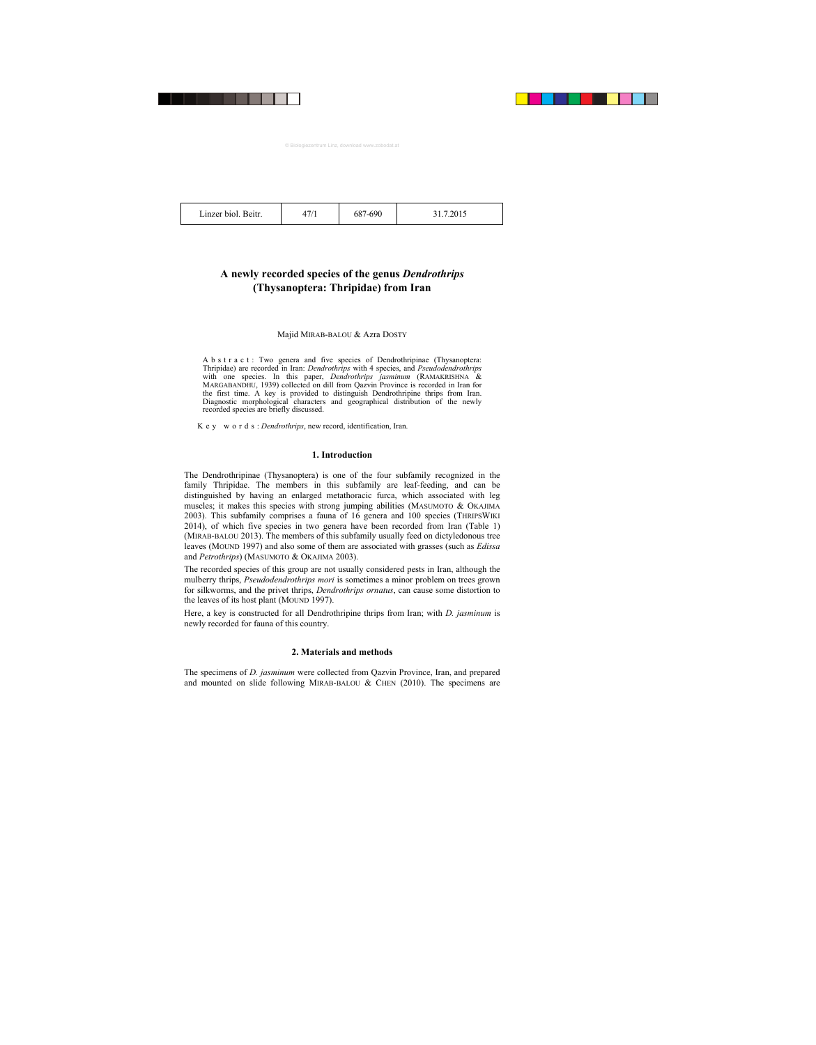# A newly recorded species of the genus *Dendrothrips* (Thysanoptera: Thripidae) from Iran

Majid MIRAB-BALOU & Azra DOSTY

**Abstract**: Two genera and five species of Dendrothripinae (Thysanoptera: Thripidae) are recorded in Iran: *Dendrothrips* with 4 species, and *Pseudodendrothrips* with one species. In this paper, *Dendrothrips jasminum* (RAMAKRISHNA & MARGABANDHU, 1939) collected on dill from Qazvin Province is recorded in Iran for the first time. A key is provided to distinguish Dendrothripine thrips from Iran. Diagnostic morphological characters and geographical distribution of the newly recorded species are briefly discussed.

**Key words**: *Dendrothrips*, new record, identification, Iran.

## 1. Introduction

The Dendrothripinae (Thysanoptera) is one of the four subfamily recognized in the family Thripidae. The members in this subfamily are leaf-feeding, and can be distinguished by having an enlarged metathoracic furca, which associated with leg muscles; it makes this species with strong jumping abilities (MASUMOTO & OKAJIMA 2003). This subfamily comprises a fauna of 16 genera and 100 species (THRIPSWIKI 2014), of which five species in two genera have been recorded from Iran (Table 1) (MIRAB-BALOU 2013). The members of this subfamily usually feed on dictyledonous tree leaves (MOUND 1997) and also some of them are associated with grasses (such as *Edissa* and *Petrothrips*) (MASUMOTO & OKAJIMA 2003).

The recorded species of this group are not usually considered pests in Iran, although the mulberry thrips, *Pseudodendrothrips mori* is sometimes a minor problem on trees grown for silkworms, and the privet thrips, *Dendrothrips ornatus*, can cause some distortion to the leaves of its host plant (MOUND 1997).

Here, a key is constructed for all Dendrothripine thrips from Iran; with *D. jasminum* is newly recorded for fauna of this country.

## 2. Materials and methods

The specimens of *D. jasminum* were collected from Qazvin Province, Iran, and prepared and mounted on slide following MIRAB-BALOU & CHEN (2010). The specimens are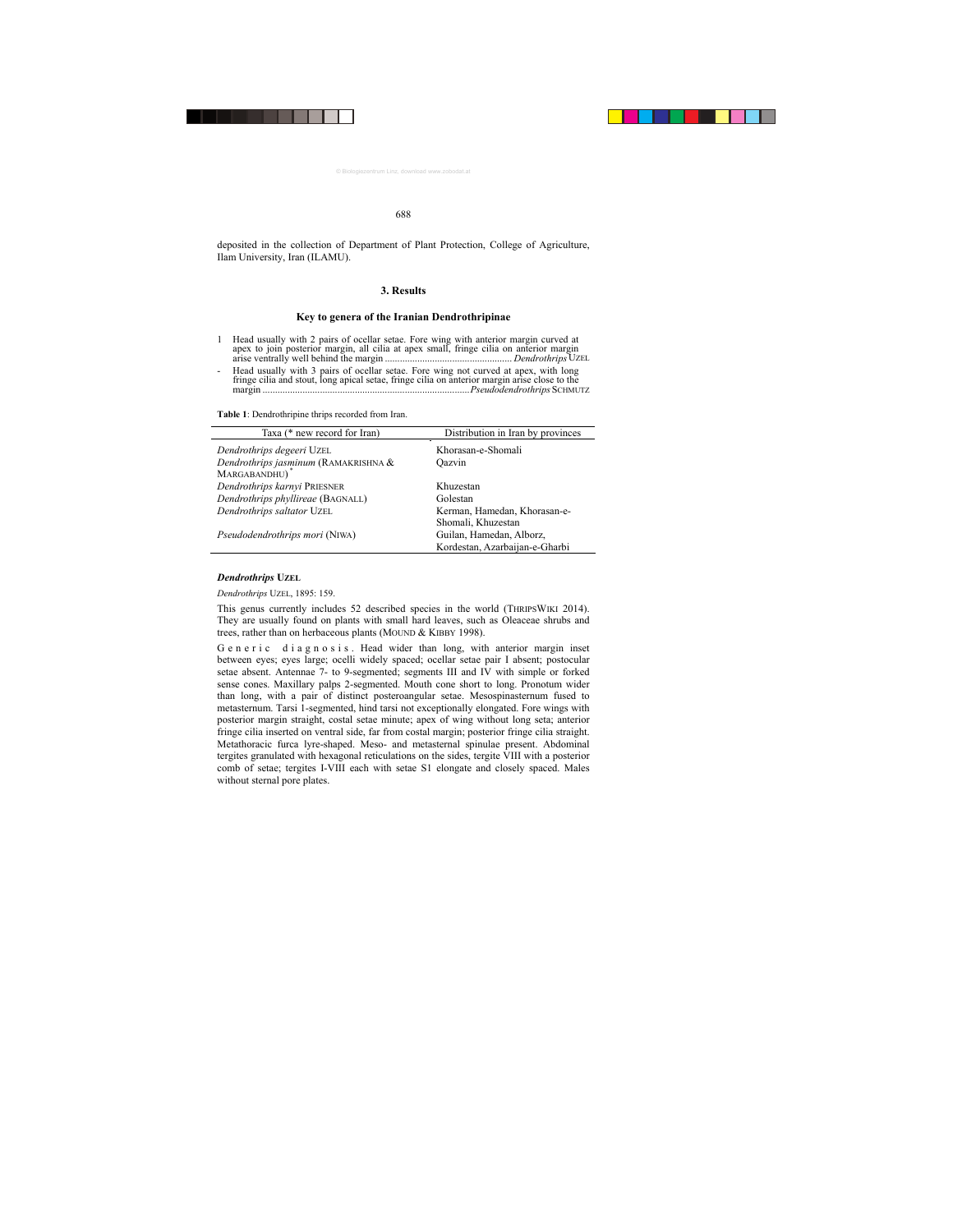deposited in the collection of Department of Plant Protection, College of Agriculture, Ilam University, Iran (ILAMU).

## 3. Results

### Key to genera of the Iranian Dendrothripinae

1 Head usually with 2 pairs of ocellar setae. Fore wing with anterior margin curved at apex to join posterior margin, all cilia at apex small, fringe cilia on anterior margin arise ventrally well behind the margin .................................................. *Dendrothrips* UZEL

- Head usually with 3 pairs of ocellar setae. Fore wing not curved at apex, with long fringe cilia and stout, long apical setae, fringe cilia on anterior margin arise close to the margin ...................................................................................*Pseudodendrothrips* SCHMUTZ

**Table 1**: Dendrothripine thrips recorded from Iran.

| Taxa (* new record for Iran) | Distribution in Iran by provinces |
|---|---|
| *Dendrothrips degeeri* UZEL | Khorasan-e-Shomali |
| *Dendrothrips jasminum* (RAMAKRISHNA & MARGABANDHU)* | Qazvin |
| *Dendrothrips karnyi* PRIESNER | Khuzestan |
| *Dendrothrips phyllireae* (BAGNALL) | Golestan |
| *Dendrothrips saltator* UZEL | Kerman, Hamedan, Khorasan-e-Shomali, Khuzestan |
| *Pseudodendrothrips mori* (NIWA) | Guilan, Hamedan, Alborz, Kordestan, Azarbaijan-e-Gharbi |

### *Dendrothrips* UZEL

*Dendrothrips* UZEL, 1895: 159.

This genus currently includes 52 described species in the world (THRIPSWIKI 2014). They are usually found on plants with small hard leaves, such as Oleaceae shrubs and trees, rather than on herbaceous plants (MOUND & KIBBY 1998).

G e n e r i c d i a g n o s i s . Head wider than long, with anterior margin inset between eyes; eyes large; ocelli widely spaced; ocellar setae pair I absent; postocular setae absent. Antennae 7- to 9-segmented; segments III and IV with simple or forked sense cones. Maxillary palps 2-segmented. Mouth cone short to long. Pronotum wider than long, with a pair of distinct posteroangular setae. Mesospinasternum fused to metasternum. Tarsi 1-segmented, hind tarsi not exceptionally elongated. Fore wings with posterior margin straight, costal setae minute; apex of wing without long seta; anterior fringe cilia inserted on ventral side, far from costal margin; posterior fringe cilia straight. Metathoracic furca lyre-shaped. Meso- and metasternal spinulae present. Abdominal tergites granulated with hexagonal reticulations on the sides, tergite VIII with a posterior comb of setae; tergites I-VIII each with setae S1 elongate and closely spaced. Males without sternal pore plates.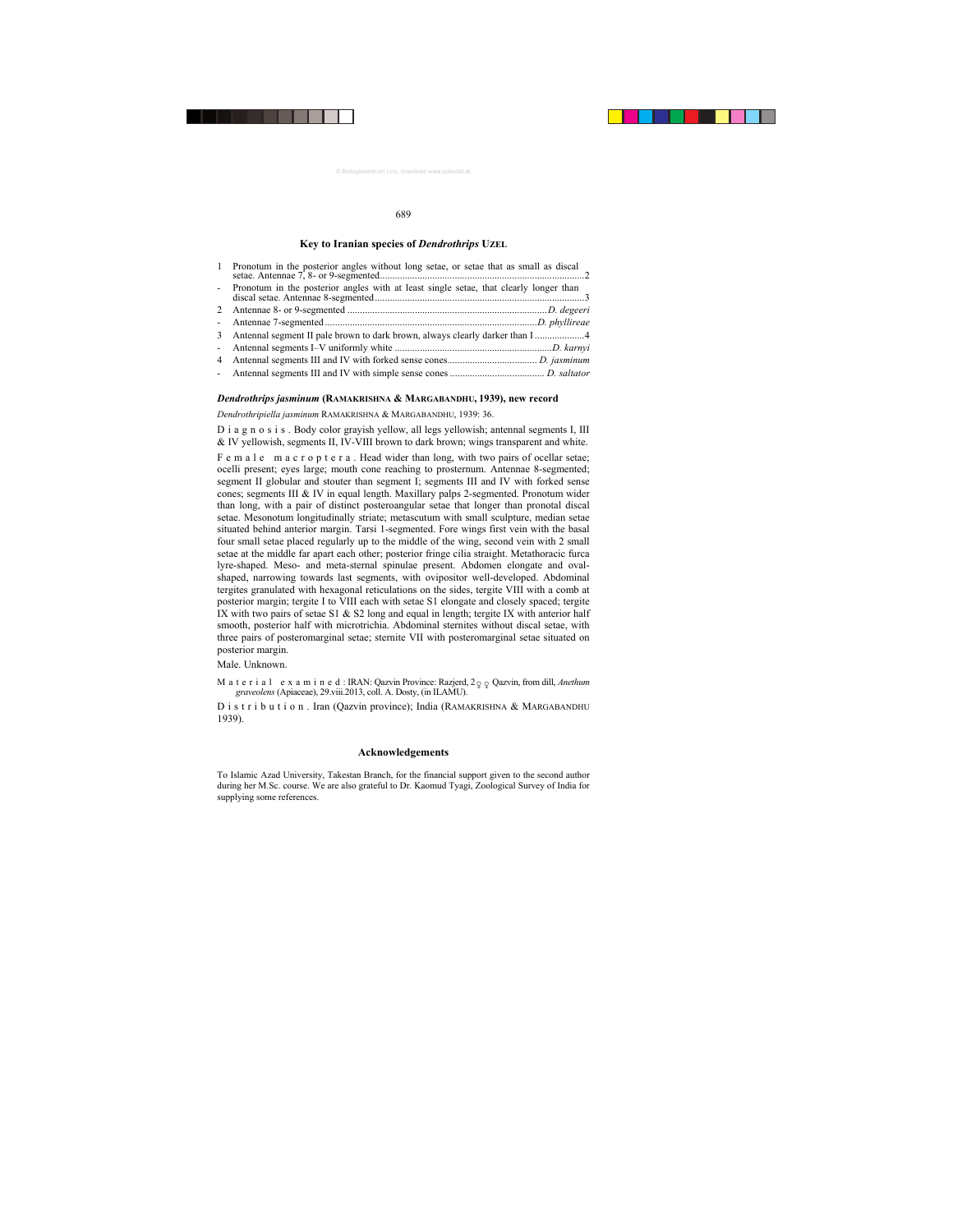## Key to Iranian species of *Dendrothrips* UZEL

1 Pronotum in the posterior angles without long setae, or setae that as small as discal setae. Antennae 7, 8- or 9-segmented...................................................................................2

\- Pronotum in the posterior angles with at least single setae, that clearly longer than discal setae. Antennae 8-segmented.......................................................................................3

2 Antennae 8- or 9-segmented ................................................................................*D. degeeri*

\- Antennae 7-segmented......................................................................................*D. phyllireae*

3 Antennal segment II pale brown to dark brown, always clearly darker than I ....................4

\- Antennal segments I–V uniformly white ..............................................................*D. karnyi*

4 Antennal segments III and IV with forked sense cones.................................... *D. jasminum*

\- Antennal segments III and IV with simple sense cones ...................................... *D. saltator*

### *Dendrothrips jasminum* (RAMAKRISHNA & MARGABANDHU, 1939), new record

*Dendrothripiella jasminum* RAMAKRISHNA & MARGABANDHU, 1939: 36.

D i a g n o s i s . Body color grayish yellow, all legs yellowish; antennal segments I, III & IV yellowish, segments II, IV-VIII brown to dark brown; wings transparent and white.

F e m a l e m a c r o p t e r a . Head wider than long, with two pairs of ocellar setae; ocelli present; eyes large; mouth cone reaching to prosternum. Antennae 8-segmented; segment II globular and stouter than segment I; segments III and IV with forked sense cones; segments III & IV in equal length. Maxillary palps 2-segmented. Pronotum wider than long, with a pair of distinct posteroangular setae that longer than pronotal discal setae. Mesonotum longitudinally striate; metascutum with small sculpture, median setae situated behind anterior margin. Tarsi 1-segmented. Fore wings first vein with the basal four small setae placed regularly up to the middle of the wing, second vein with 2 small setae at the middle far apart each other; posterior fringe cilia straight. Metathoracic furca lyre-shaped. Meso- and meta-sternal spinulae present. Abdomen elongate and oval-shaped, narrowing towards last segments, with ovipositor well-developed. Abdominal tergites granulated with hexagonal reticulations on the sides, tergite VIII with a comb at posterior margin; tergite I to VIII each with setae S1 elongate and closely spaced; tergite IX with two pairs of setae S1 & S2 long and equal in length; tergite IX with anterior half smooth, posterior half with microtrichia. Abdominal sternites without discal setae, with three pairs of posteromarginal setae; sternite VII with posteromarginal setae situated on posterior margin.

Male. Unknown.

M a t e r i a l e x a m i n e d : IRAN: Qazvin Province: Razjerd, 2♀♀ Qazvin, from dill, *Anethum graveolens* (Apiaceae), 29.viii.2013, coll. A. Dosty, (in ILAMU).

D i s t r i b u t i o n . Iran (Qazvin province); India (RAMAKRISHNA & MARGABANDHU 1939).

## Acknowledgements

To Islamic Azad University, Takestan Branch, for the financial support given to the second author during her M.Sc. course. We are also grateful to Dr. Kaomud Tyagi, Zoological Survey of India for supplying some references.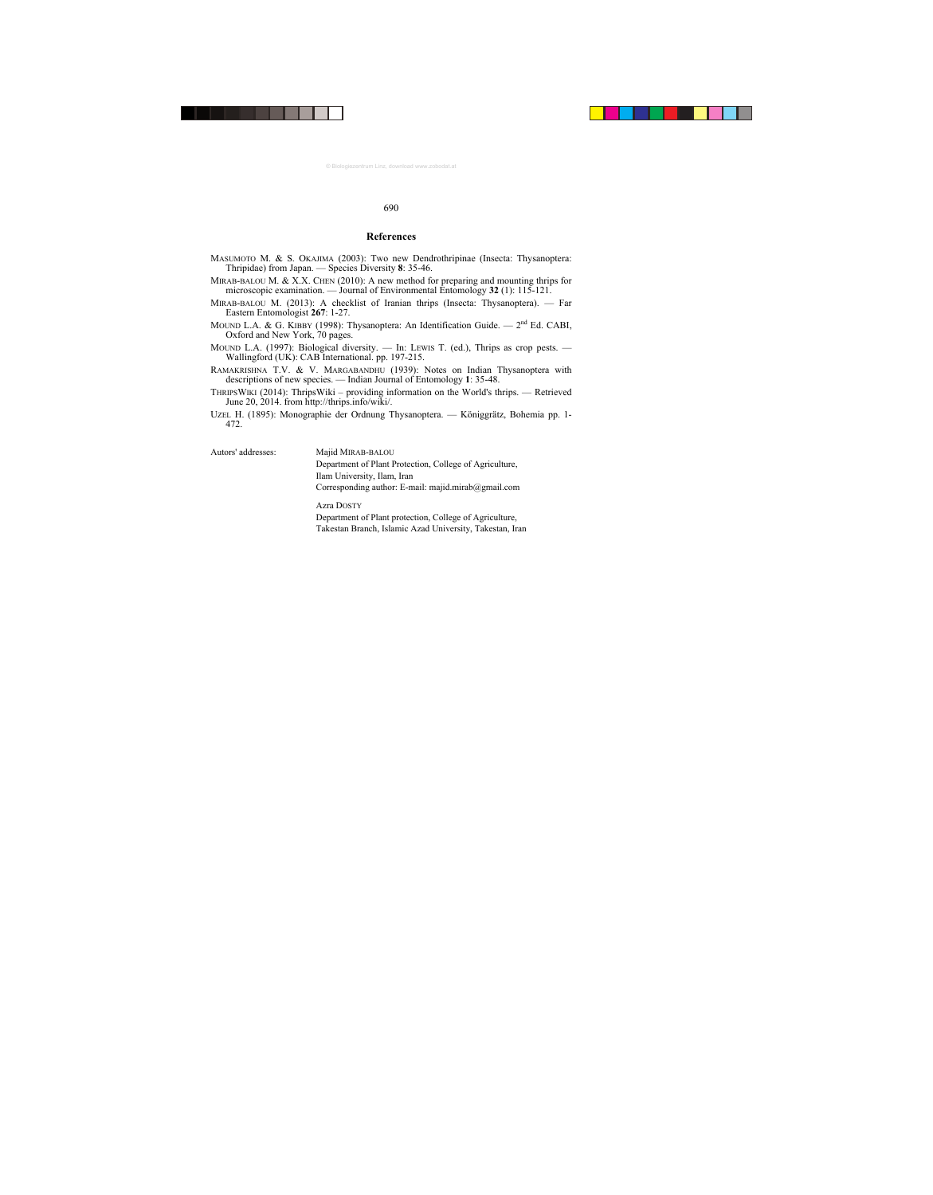## References

MASUMOTO M. & S. OKAJIMA (2003): Two new Dendrothripinae (Insecta: Thysanoptera: Thripidae) from Japan. — Species Diversity **8**: 35-46.

MIRAB-BALOU M. & X.X. CHEN (2010): A new method for preparing and mounting thrips for microscopic examination. — Journal of Environmental Entomology **32** (1): 115-121.

MIRAB-BALOU M. (2013): A checklist of Iranian thrips (Insecta: Thysanoptera). — Far Eastern Entomologist **267**: 1-27.

MOUND L.A. & G. KIBBY (1998): Thysanoptera: An Identification Guide. — 2nd Ed. CABI, Oxford and New York, 70 pages.

MOUND L.A. (1997): Biological diversity. — In: LEWIS T. (ed.), Thrips as crop pests. — Wallingford (UK): CAB International. pp. 197-215.

RAMAKRISHNA T.V. & V. MARGABANDHU (1939): Notes on Indian Thysanoptera with descriptions of new species. — Indian Journal of Entomology **1**: 35-48.

THRIPSWIKI (2014): ThripsWiki – providing information on the World's thrips. — Retrieved June 20, 2014. from http://thrips.info/wiki/.

UZEL H. (1895): Monographie der Ordnung Thysanoptera. — Königgrätz, Bohemia pp. 1-472.

Autors' addresses:

Majid MIRAB-BALOU
Department of Plant Protection, College of Agriculture,
Ilam University, Ilam, Iran
Corresponding author: E-mail: majid.mirab@gmail.com

Azra DOSTY
Department of Plant protection, College of Agriculture,
Takestan Branch, Islamic Azad University, Takestan, Iran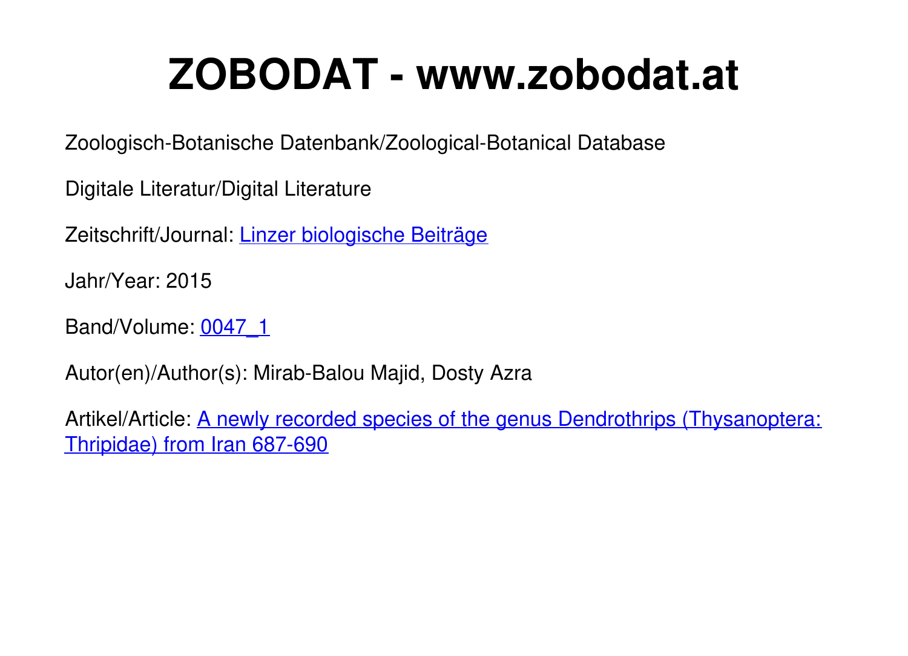# ZOBODAT - www.zobodat.at

Zoologisch-Botanische Datenbank/Zoological-Botanical Database

Digitale Literatur/Digital Literature

Zeitschrift/Journal: Linzer biologische Beiträge

Jahr/Year: 2015

Band/Volume: 0047_1

Autor(en)/Author(s): Mirab-Balou Majid, Dosty Azra

Artikel/Article: A newly recorded species of the genus Dendrothrips (Thysanoptera: Thripidae) from Iran 687-690